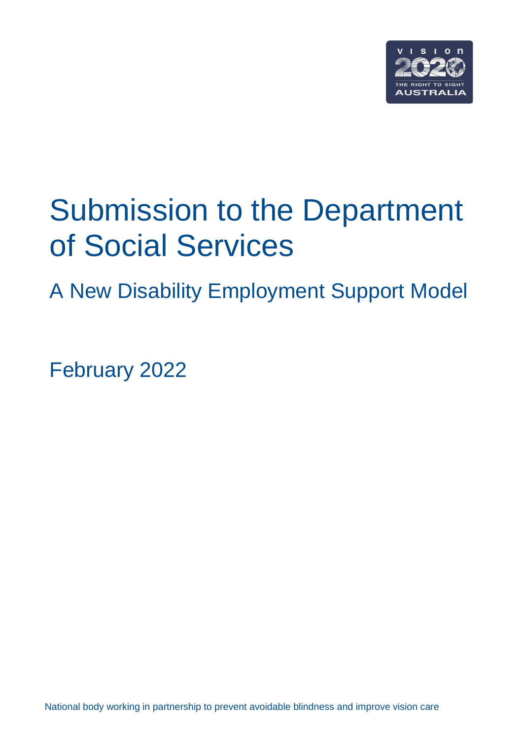# Submission to the Department of Social Services

## A New Disability Employment Support Model

February 2022

National body working in partnership to prevent avoidable blindness and improve vision care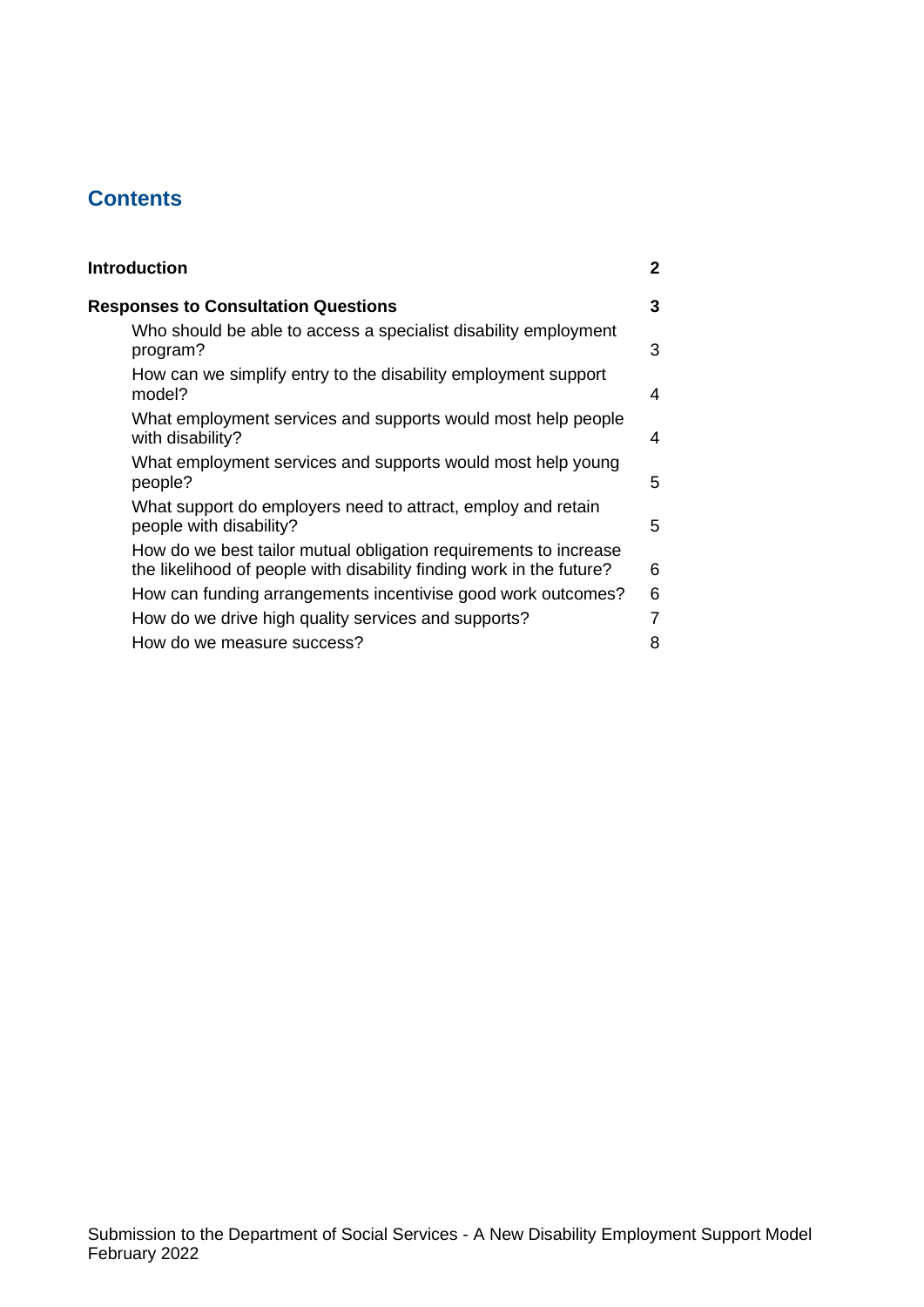## Contents

| | |
|---|---|
| **Introduction** | **2** |
| **Responses to Consultation Questions** | **3** |
| Who should be able to access a specialist disability employment program? | 3 |
| How can we simplify entry to the disability employment support model? | 4 |
| What employment services and supports would most help people with disability? | 4 |
| What employment services and supports would most help young people? | 5 |
| What support do employers need to attract, employ and retain people with disability? | 5 |
| How do we best tailor mutual obligation requirements to increase the likelihood of people with disability finding work in the future? | 6 |
| How can funding arrangements incentivise good work outcomes? | 6 |
| How do we drive high quality services and supports? | 7 |
| How do we measure success? | 8 |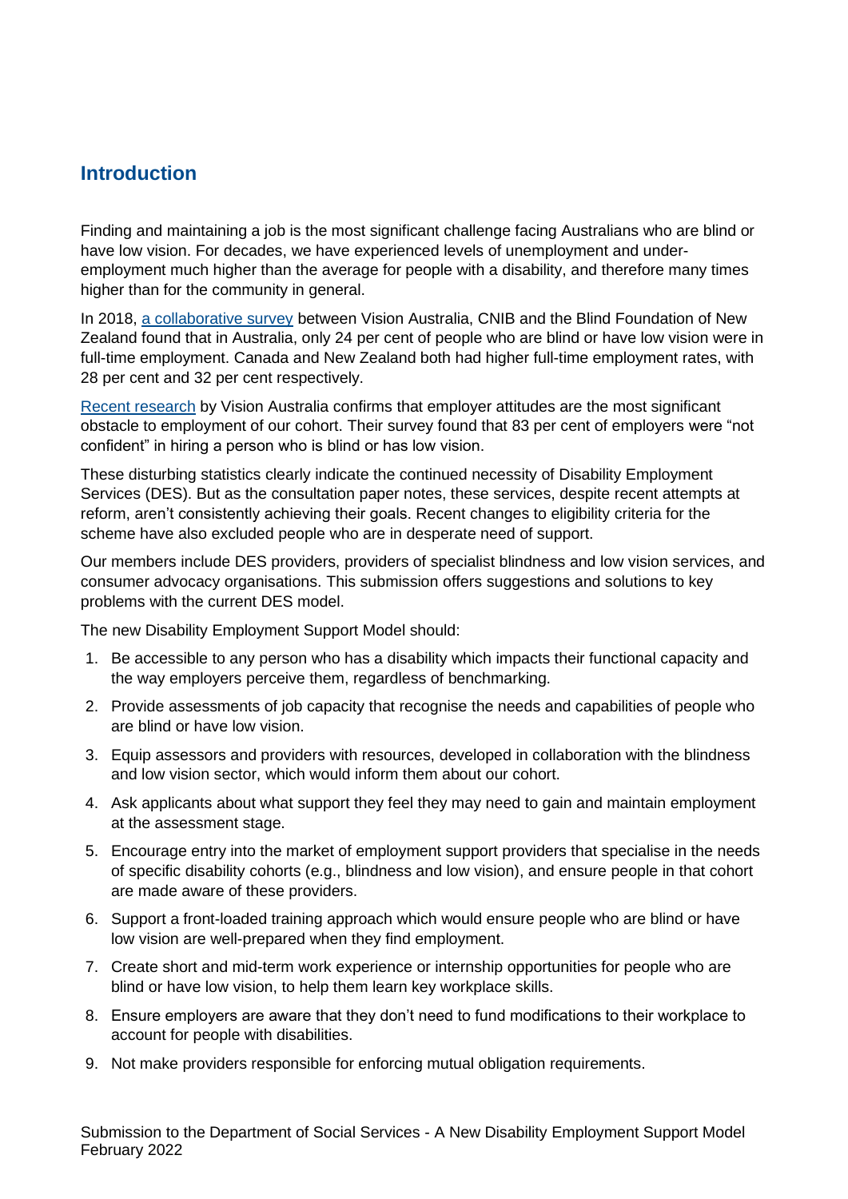## Introduction

Finding and maintaining a job is the most significant challenge facing Australians who are blind or have low vision. For decades, we have experienced levels of unemployment and under-employment much higher than the average for people with a disability, and therefore many times higher than for the community in general.

In 2018, [a collaborative survey]() between Vision Australia, CNIB and the Blind Foundation of New Zealand found that in Australia, only 24 per cent of people who are blind or have low vision were in full-time employment. Canada and New Zealand both had higher full-time employment rates, with 28 per cent and 32 per cent respectively.

[Recent research]() by Vision Australia confirms that employer attitudes are the most significant obstacle to employment of our cohort. Their survey found that 83 per cent of employers were "not confident" in hiring a person who is blind or has low vision.

These disturbing statistics clearly indicate the continued necessity of Disability Employment Services (DES). But as the consultation paper notes, these services, despite recent attempts at reform, aren't consistently achieving their goals. Recent changes to eligibility criteria for the scheme have also excluded people who are in desperate need of support.

Our members include DES providers, providers of specialist blindness and low vision services, and consumer advocacy organisations. This submission offers suggestions and solutions to key problems with the current DES model.

The new Disability Employment Support Model should:

1. Be accessible to any person who has a disability which impacts their functional capacity and the way employers perceive them, regardless of benchmarking.
2. Provide assessments of job capacity that recognise the needs and capabilities of people who are blind or have low vision.
3. Equip assessors and providers with resources, developed in collaboration with the blindness and low vision sector, which would inform them about our cohort.
4. Ask applicants about what support they feel they may need to gain and maintain employment at the assessment stage.
5. Encourage entry into the market of employment support providers that specialise in the needs of specific disability cohorts (e.g., blindness and low vision), and ensure people in that cohort are made aware of these providers.
6. Support a front-loaded training approach which would ensure people who are blind or have low vision are well-prepared when they find employment.
7. Create short and mid-term work experience or internship opportunities for people who are blind or have low vision, to help them learn key workplace skills.
8. Ensure employers are aware that they don't need to fund modifications to their workplace to account for people with disabilities.
9. Not make providers responsible for enforcing mutual obligation requirements.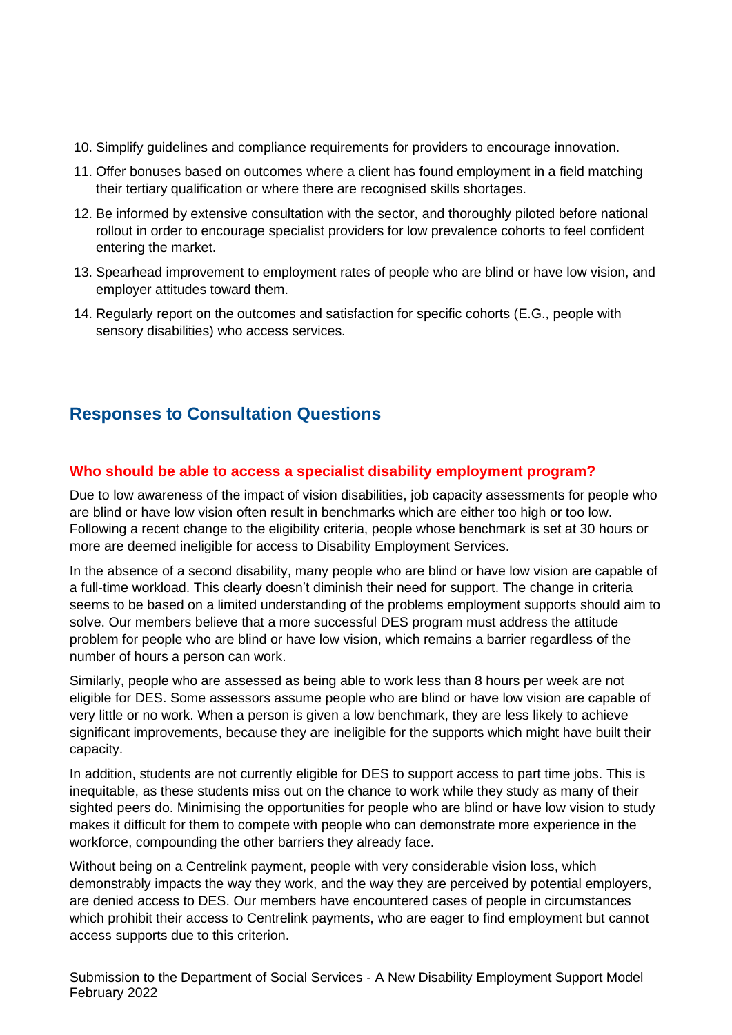10. Simplify guidelines and compliance requirements for providers to encourage innovation.
11. Offer bonuses based on outcomes where a client has found employment in a field matching their tertiary qualification or where there are recognised skills shortages.
12. Be informed by extensive consultation with the sector, and thoroughly piloted before national rollout in order to encourage specialist providers for low prevalence cohorts to feel confident entering the market.
13. Spearhead improvement to employment rates of people who are blind or have low vision, and employer attitudes toward them.
14. Regularly report on the outcomes and satisfaction for specific cohorts (E.G., people with sensory disabilities) who access services.

## Responses to Consultation Questions

### Who should be able to access a specialist disability employment program?

Due to low awareness of the impact of vision disabilities, job capacity assessments for people who are blind or have low vision often result in benchmarks which are either too high or too low. Following a recent change to the eligibility criteria, people whose benchmark is set at 30 hours or more are deemed ineligible for access to Disability Employment Services.

In the absence of a second disability, many people who are blind or have low vision are capable of a full-time workload. This clearly doesn't diminish their need for support. The change in criteria seems to be based on a limited understanding of the problems employment supports should aim to solve. Our members believe that a more successful DES program must address the attitude problem for people who are blind or have low vision, which remains a barrier regardless of the number of hours a person can work.

Similarly, people who are assessed as being able to work less than 8 hours per week are not eligible for DES. Some assessors assume people who are blind or have low vision are capable of very little or no work. When a person is given a low benchmark, they are less likely to achieve significant improvements, because they are ineligible for the supports which might have built their capacity.

In addition, students are not currently eligible for DES to support access to part time jobs. This is inequitable, as these students miss out on the chance to work while they study as many of their sighted peers do. Minimising the opportunities for people who are blind or have low vision to study makes it difficult for them to compete with people who can demonstrate more experience in the workforce, compounding the other barriers they already face.

Without being on a Centrelink payment, people with very considerable vision loss, which demonstrably impacts the way they work, and the way they are perceived by potential employers, are denied access to DES. Our members have encountered cases of people in circumstances which prohibit their access to Centrelink payments, who are eager to find employment but cannot access supports due to this criterion.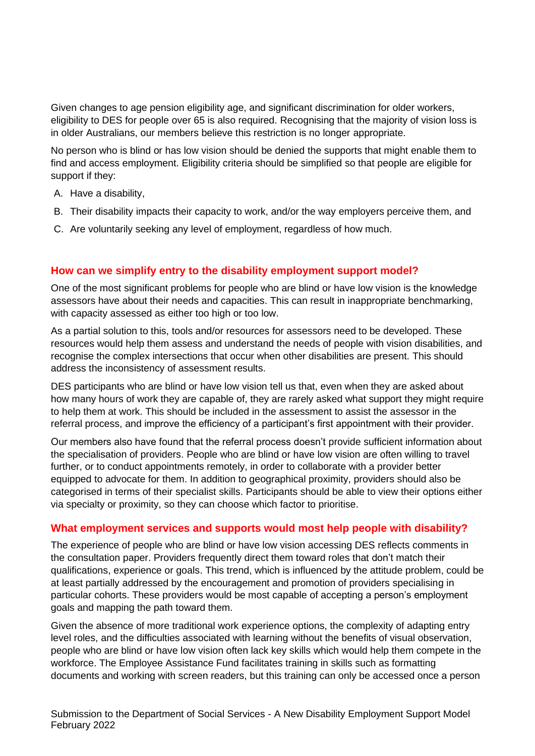Given changes to age pension eligibility age, and significant discrimination for older workers, eligibility to DES for people over 65 is also required. Recognising that the majority of vision loss is in older Australians, our members believe this restriction is no longer appropriate.

No person who is blind or has low vision should be denied the supports that might enable them to find and access employment. Eligibility criteria should be simplified so that people are eligible for support if they:

A. Have a disability,
B. Their disability impacts their capacity to work, and/or the way employers perceive them, and
C. Are voluntarily seeking any level of employment, regardless of how much.

## How can we simplify entry to the disability employment support model?

One of the most significant problems for people who are blind or have low vision is the knowledge assessors have about their needs and capacities. This can result in inappropriate benchmarking, with capacity assessed as either too high or too low.

As a partial solution to this, tools and/or resources for assessors need to be developed. These resources would help them assess and understand the needs of people with vision disabilities, and recognise the complex intersections that occur when other disabilities are present. This should address the inconsistency of assessment results.

DES participants who are blind or have low vision tell us that, even when they are asked about how many hours of work they are capable of, they are rarely asked what support they might require to help them at work. This should be included in the assessment to assist the assessor in the referral process, and improve the efficiency of a participant's first appointment with their provider.

Our members also have found that the referral process doesn't provide sufficient information about the specialisation of providers. People who are blind or have low vision are often willing to travel further, or to conduct appointments remotely, in order to collaborate with a provider better equipped to advocate for them. In addition to geographical proximity, providers should also be categorised in terms of their specialist skills. Participants should be able to view their options either via specialty or proximity, so they can choose which factor to prioritise.

## What employment services and supports would most help people with disability?

The experience of people who are blind or have low vision accessing DES reflects comments in the consultation paper. Providers frequently direct them toward roles that don't match their qualifications, experience or goals. This trend, which is influenced by the attitude problem, could be at least partially addressed by the encouragement and promotion of providers specialising in particular cohorts. These providers would be most capable of accepting a person's employment goals and mapping the path toward them.

Given the absence of more traditional work experience options, the complexity of adapting entry level roles, and the difficulties associated with learning without the benefits of visual observation, people who are blind or have low vision often lack key skills which would help them compete in the workforce. The Employee Assistance Fund facilitates training in skills such as formatting documents and working with screen readers, but this training can only be accessed once a person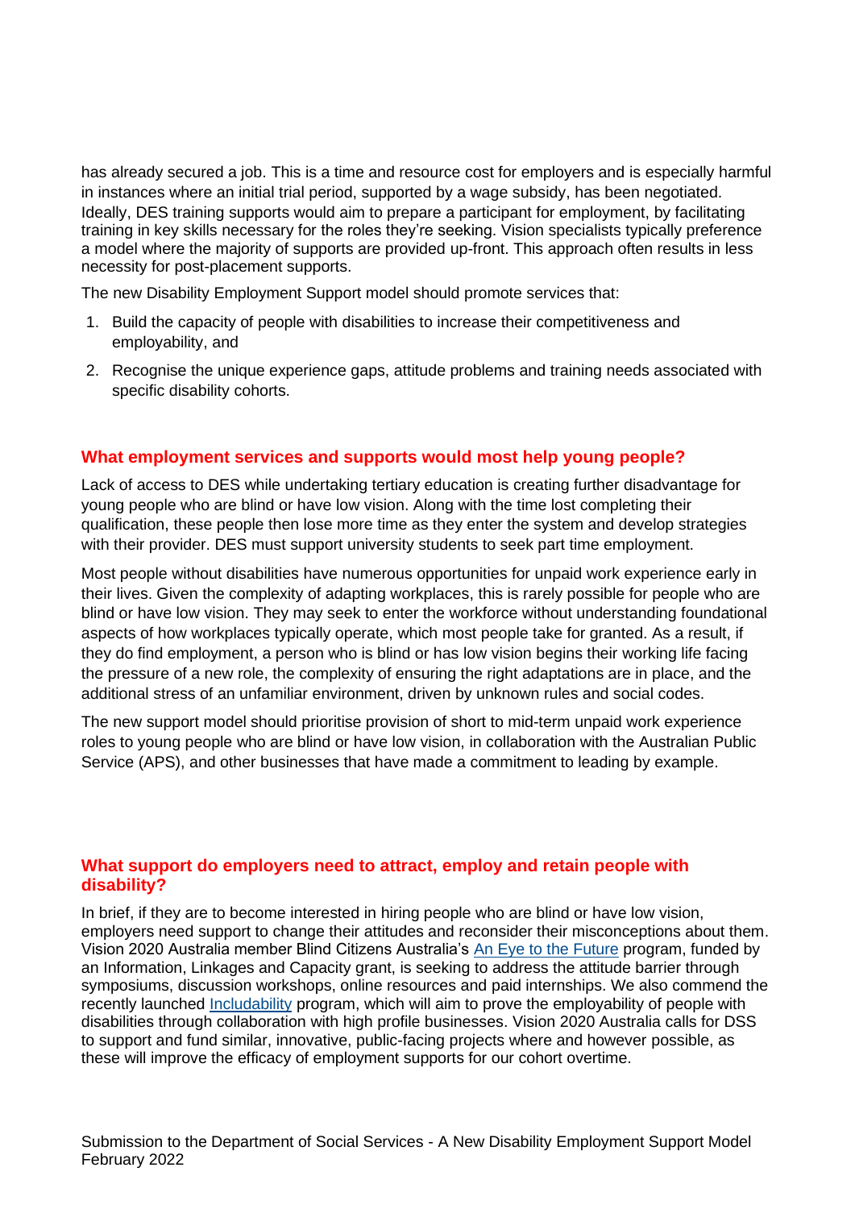has already secured a job. This is a time and resource cost for employers and is especially harmful in instances where an initial trial period, supported by a wage subsidy, has been negotiated. Ideally, DES training supports would aim to prepare a participant for employment, by facilitating training in key skills necessary for the roles they're seeking. Vision specialists typically preference a model where the majority of supports are provided up-front. This approach often results in less necessity for post-placement supports.

The new Disability Employment Support model should promote services that:

1. Build the capacity of people with disabilities to increase their competitiveness and employability, and
2. Recognise the unique experience gaps, attitude problems and training needs associated with specific disability cohorts.

## What employment services and supports would most help young people?

Lack of access to DES while undertaking tertiary education is creating further disadvantage for young people who are blind or have low vision. Along with the time lost completing their qualification, these people then lose more time as they enter the system and develop strategies with their provider. DES must support university students to seek part time employment.

Most people without disabilities have numerous opportunities for unpaid work experience early in their lives. Given the complexity of adapting workplaces, this is rarely possible for people who are blind or have low vision. They may seek to enter the workforce without understanding foundational aspects of how workplaces typically operate, which most people take for granted. As a result, if they do find employment, a person who is blind or has low vision begins their working life facing the pressure of a new role, the complexity of ensuring the right adaptations are in place, and the additional stress of an unfamiliar environment, driven by unknown rules and social codes.

The new support model should prioritise provision of short to mid-term unpaid work experience roles to young people who are blind or have low vision, in collaboration with the Australian Public Service (APS), and other businesses that have made a commitment to leading by example.

## What support do employers need to attract, employ and retain people with disability?

In brief, if they are to become interested in hiring people who are blind or have low vision, employers need support to change their attitudes and reconsider their misconceptions about them. Vision 2020 Australia member Blind Citizens Australia's An Eye to the Future program, funded by an Information, Linkages and Capacity grant, is seeking to address the attitude barrier through symposiums, discussion workshops, online resources and paid internships. We also commend the recently launched Includability program, which will aim to prove the employability of people with disabilities through collaboration with high profile businesses. Vision 2020 Australia calls for DSS to support and fund similar, innovative, public-facing projects where and however possible, as these will improve the efficacy of employment supports for our cohort overtime.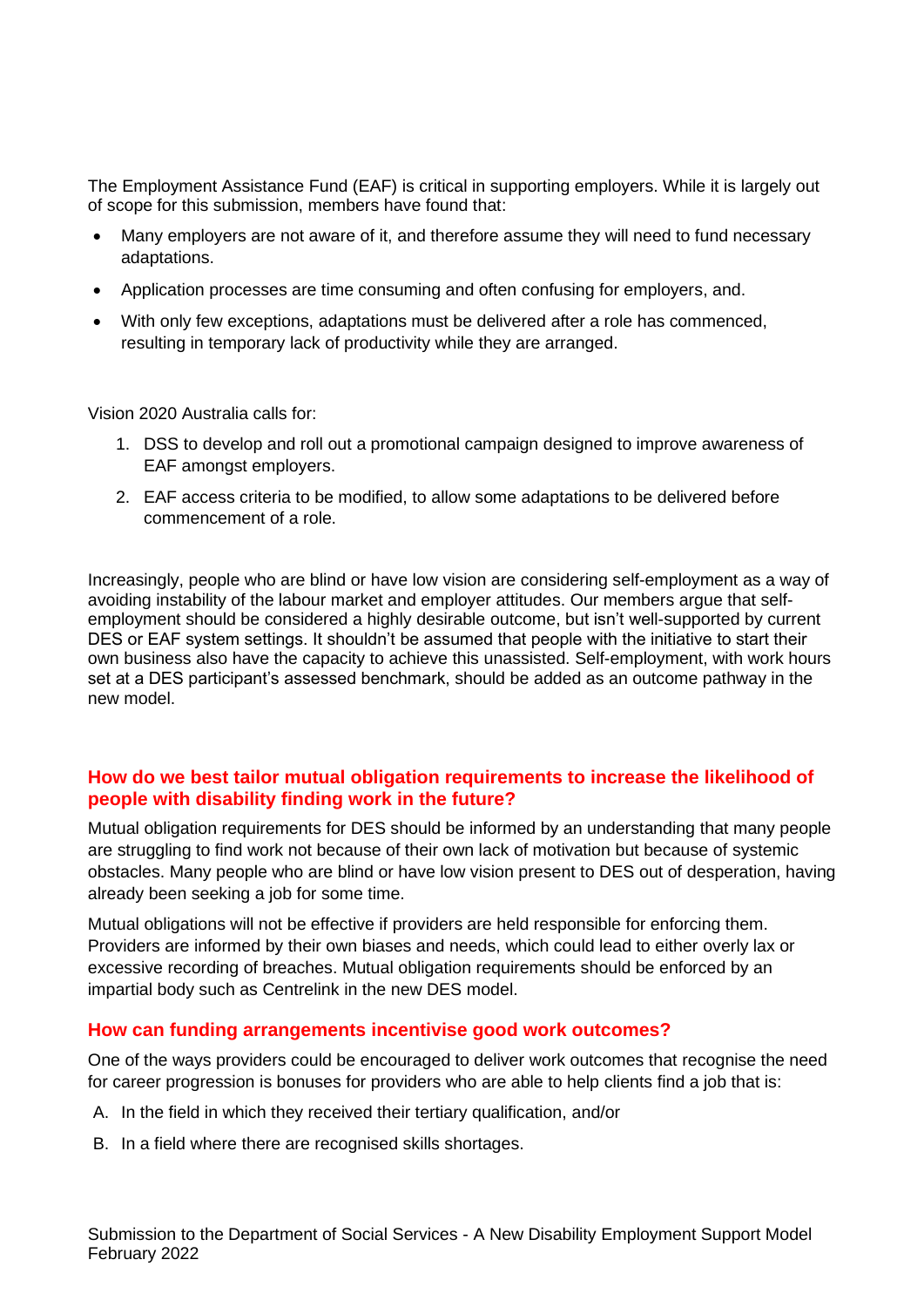The Employment Assistance Fund (EAF) is critical in supporting employers. While it is largely out of scope for this submission, members have found that:

- Many employers are not aware of it, and therefore assume they will need to fund necessary adaptations.
- Application processes are time consuming and often confusing for employers, and.
- With only few exceptions, adaptations must be delivered after a role has commenced, resulting in temporary lack of productivity while they are arranged.

Vision 2020 Australia calls for:

1. DSS to develop and roll out a promotional campaign designed to improve awareness of EAF amongst employers.
2. EAF access criteria to be modified, to allow some adaptations to be delivered before commencement of a role.

Increasingly, people who are blind or have low vision are considering self-employment as a way of avoiding instability of the labour market and employer attitudes. Our members argue that self-employment should be considered a highly desirable outcome, but isn't well-supported by current DES or EAF system settings. It shouldn't be assumed that people with the initiative to start their own business also have the capacity to achieve this unassisted. Self-employment, with work hours set at a DES participant's assessed benchmark, should be added as an outcome pathway in the new model.

## How do we best tailor mutual obligation requirements to increase the likelihood of people with disability finding work in the future?

Mutual obligation requirements for DES should be informed by an understanding that many people are struggling to find work not because of their own lack of motivation but because of systemic obstacles. Many people who are blind or have low vision present to DES out of desperation, having already been seeking a job for some time.

Mutual obligations will not be effective if providers are held responsible for enforcing them. Providers are informed by their own biases and needs, which could lead to either overly lax or excessive recording of breaches. Mutual obligation requirements should be enforced by an impartial body such as Centrelink in the new DES model.

## How can funding arrangements incentivise good work outcomes?

One of the ways providers could be encouraged to deliver work outcomes that recognise the need for career progression is bonuses for providers who are able to help clients find a job that is:

A. In the field in which they received their tertiary qualification, and/or

B. In a field where there are recognised skills shortages.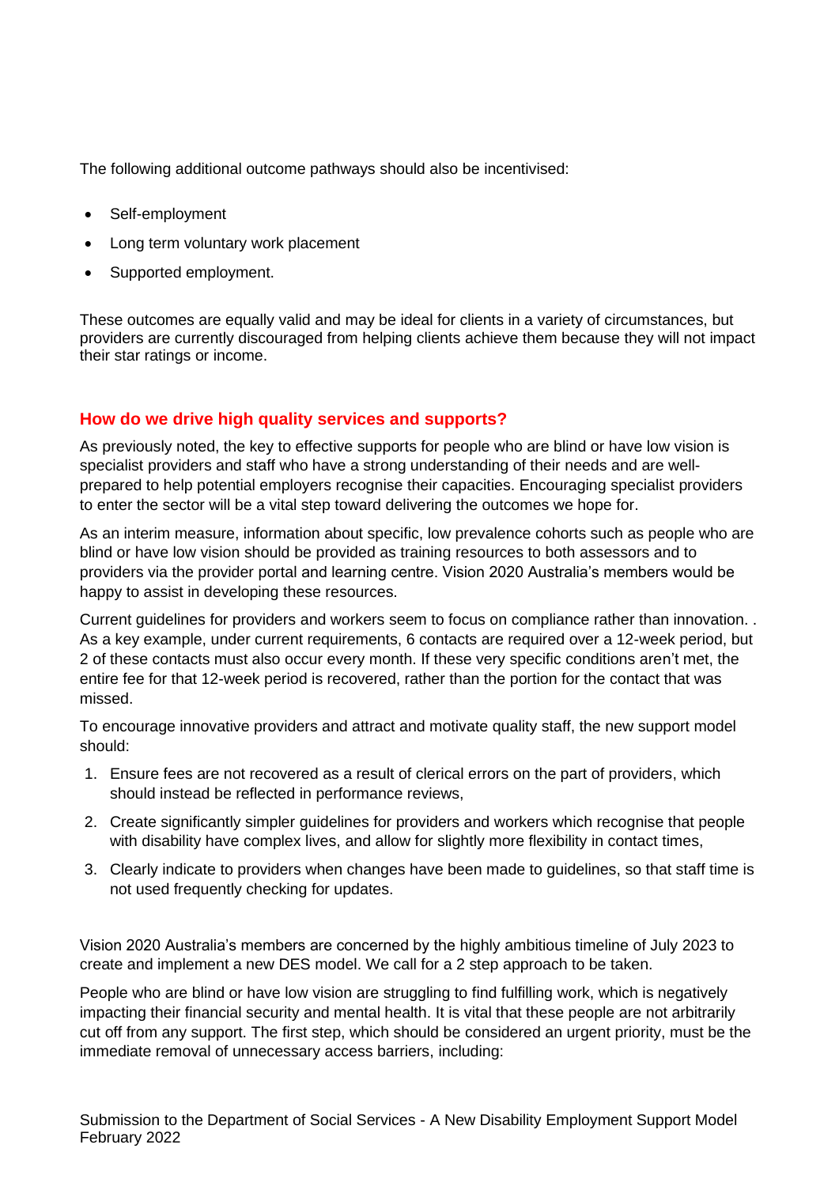The following additional outcome pathways should also be incentivised:

- Self-employment
- Long term voluntary work placement
- Supported employment.

These outcomes are equally valid and may be ideal for clients in a variety of circumstances, but providers are currently discouraged from helping clients achieve them because they will not impact their star ratings or income.

## How do we drive high quality services and supports?

As previously noted, the key to effective supports for people who are blind or have low vision is specialist providers and staff who have a strong understanding of their needs and are well-prepared to help potential employers recognise their capacities. Encouraging specialist providers to enter the sector will be a vital step toward delivering the outcomes we hope for.

As an interim measure, information about specific, low prevalence cohorts such as people who are blind or have low vision should be provided as training resources to both assessors and to providers via the provider portal and learning centre. Vision 2020 Australia's members would be happy to assist in developing these resources.

Current guidelines for providers and workers seem to focus on compliance rather than innovation. . As a key example, under current requirements, 6 contacts are required over a 12-week period, but 2 of these contacts must also occur every month. If these very specific conditions aren't met, the entire fee for that 12-week period is recovered, rather than the portion for the contact that was missed.

To encourage innovative providers and attract and motivate quality staff, the new support model should:

1. Ensure fees are not recovered as a result of clerical errors on the part of providers, which should instead be reflected in performance reviews,
2. Create significantly simpler guidelines for providers and workers which recognise that people with disability have complex lives, and allow for slightly more flexibility in contact times,
3. Clearly indicate to providers when changes have been made to guidelines, so that staff time is not used frequently checking for updates.

Vision 2020 Australia's members are concerned by the highly ambitious timeline of July 2023 to create and implement a new DES model. We call for a 2 step approach to be taken.

People who are blind or have low vision are struggling to find fulfilling work, which is negatively impacting their financial security and mental health. It is vital that these people are not arbitrarily cut off from any support. The first step, which should be considered an urgent priority, must be the immediate removal of unnecessary access barriers, including: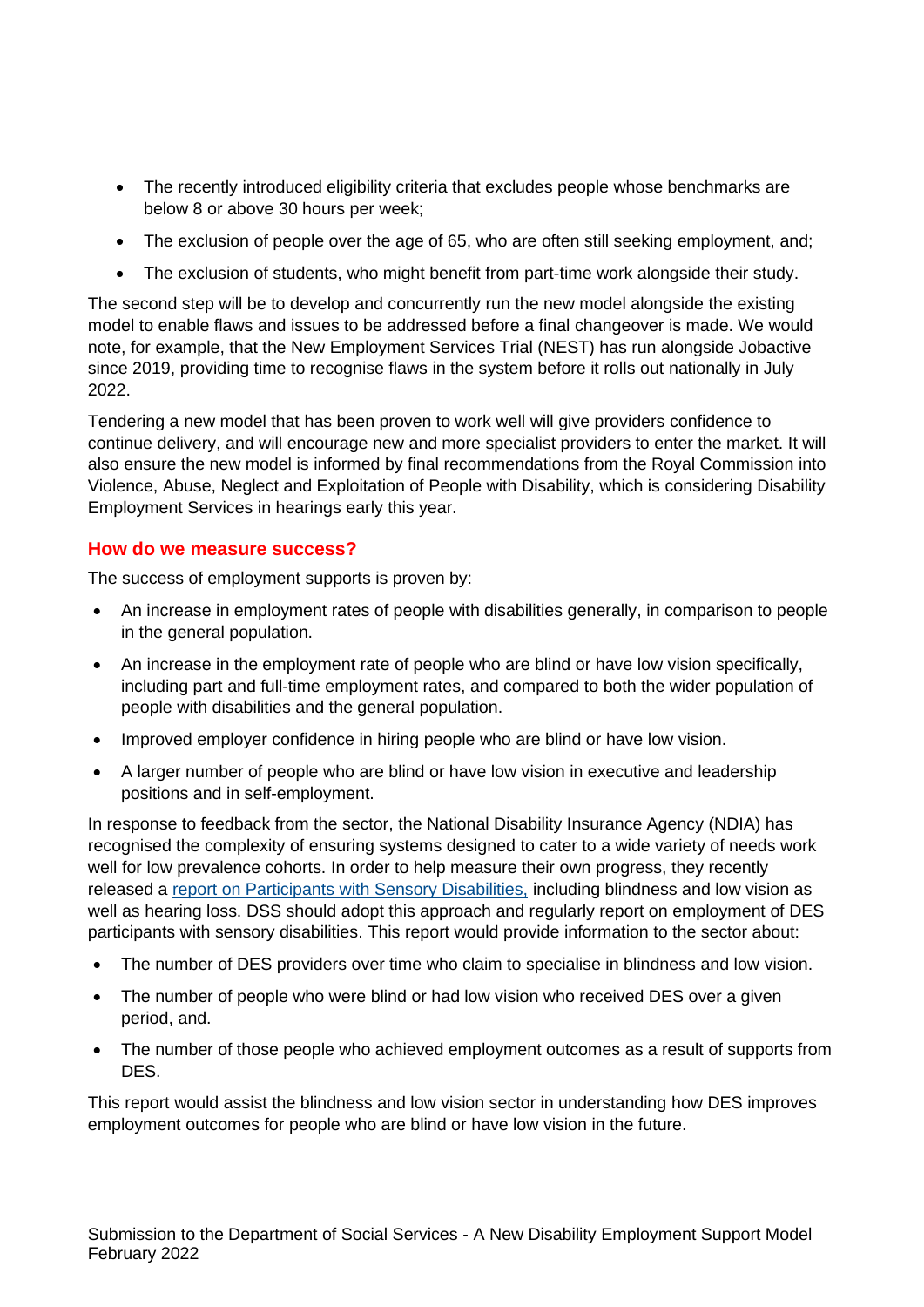- The recently introduced eligibility criteria that excludes people whose benchmarks are below 8 or above 30 hours per week;
- The exclusion of people over the age of 65, who are often still seeking employment, and;
- The exclusion of students, who might benefit from part-time work alongside their study.

The second step will be to develop and concurrently run the new model alongside the existing model to enable flaws and issues to be addressed before a final changeover is made. We would note, for example, that the New Employment Services Trial (NEST) has run alongside Jobactive since 2019, providing time to recognise flaws in the system before it rolls out nationally in July 2022.

Tendering a new model that has been proven to work well will give providers confidence to continue delivery, and will encourage new and more specialist providers to enter the market. It will also ensure the new model is informed by final recommendations from the Royal Commission into Violence, Abuse, Neglect and Exploitation of People with Disability, which is considering Disability Employment Services in hearings early this year.

## How do we measure success?

The success of employment supports is proven by:

- An increase in employment rates of people with disabilities generally, in comparison to people in the general population.
- An increase in the employment rate of people who are blind or have low vision specifically, including part and full-time employment rates, and compared to both the wider population of people with disabilities and the general population.
- Improved employer confidence in hiring people who are blind or have low vision.
- A larger number of people who are blind or have low vision in executive and leadership positions and in self-employment.

In response to feedback from the sector, the National Disability Insurance Agency (NDIA) has recognised the complexity of ensuring systems designed to cater to a wide variety of needs work well for low prevalence cohorts. In order to help measure their own progress, they recently released a [report on Participants with Sensory Disabilities,] including blindness and low vision as well as hearing loss. DSS should adopt this approach and regularly report on employment of DES participants with sensory disabilities. This report would provide information to the sector about:

- The number of DES providers over time who claim to specialise in blindness and low vision.
- The number of people who were blind or had low vision who received DES over a given period, and.
- The number of those people who achieved employment outcomes as a result of supports from DES.

This report would assist the blindness and low vision sector in understanding how DES improves employment outcomes for people who are blind or have low vision in the future.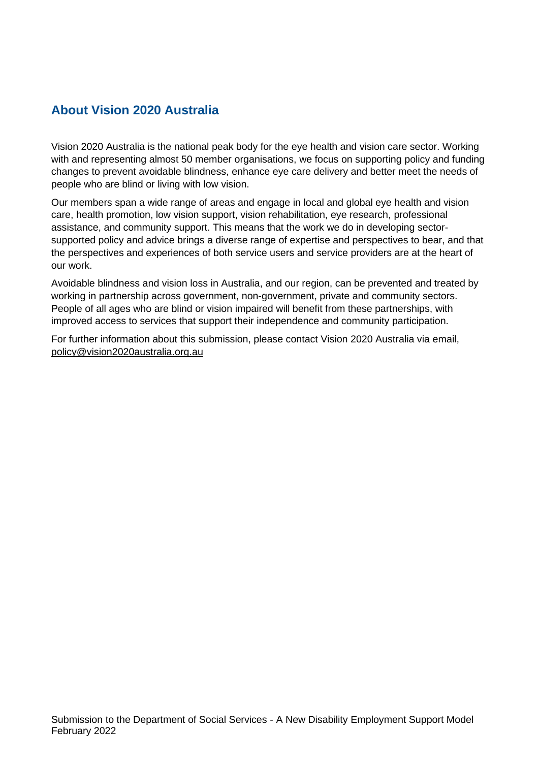## About Vision 2020 Australia

Vision 2020 Australia is the national peak body for the eye health and vision care sector. Working with and representing almost 50 member organisations, we focus on supporting policy and funding changes to prevent avoidable blindness, enhance eye care delivery and better meet the needs of people who are blind or living with low vision.

Our members span a wide range of areas and engage in local and global eye health and vision care, health promotion, low vision support, vision rehabilitation, eye research, professional assistance, and community support. This means that the work we do in developing sector-supported policy and advice brings a diverse range of expertise and perspectives to bear, and that the perspectives and experiences of both service users and service providers are at the heart of our work.

Avoidable blindness and vision loss in Australia, and our region, can be prevented and treated by working in partnership across government, non-government, private and community sectors. People of all ages who are blind or vision impaired will benefit from these partnerships, with improved access to services that support their independence and community participation.

For further information about this submission, please contact Vision 2020 Australia via email, policy@vision2020australia.org.au